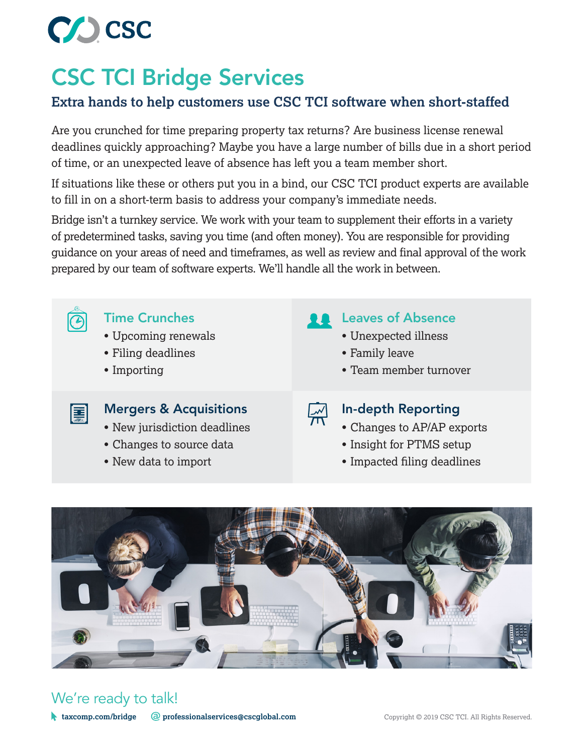# CSC TCI Bridge Services

**Extra hands to help customers use CSC TCI software when short-staffed**

Are you crunched for time preparing property tax returns? Are business license renewal deadlines quickly approaching? Maybe you have a large number of bills due in a short period of time, or an unexpected leave of absence has left you a team member short.

If situations like these or others put you in a bind, our CSC TCI product experts are available to fill in on a short-term basis to address your company's immediate needs.

Bridge isn't a turnkey service. We work with your team to supplement their efforts in a variety of predetermined tasks, saving you time (and often money). You are responsible for providing guidance on your areas of need and timeframes, as well as review and final approval of the work prepared by our team of software experts. We'll handle all the work in between.

### Time Crunches

- Upcoming renewals
- Filing deadlines
- Importing

### Leaves of Absence

- Unexpected illness
- Family leave
- Team member turnover

### Mergers & Acquisitions

- New jurisdiction deadlines
- Changes to source data
- New data to import

### In-depth Reporting

- Changes to AP/AP exports
- Insight for PTMS setup
- Impacted filing deadlines

## We're ready to talk!

taxcomp.com/bridge

professionalservices@cscglobal.com

Copyright © 2019 CSC TCI. All Rights Reserved.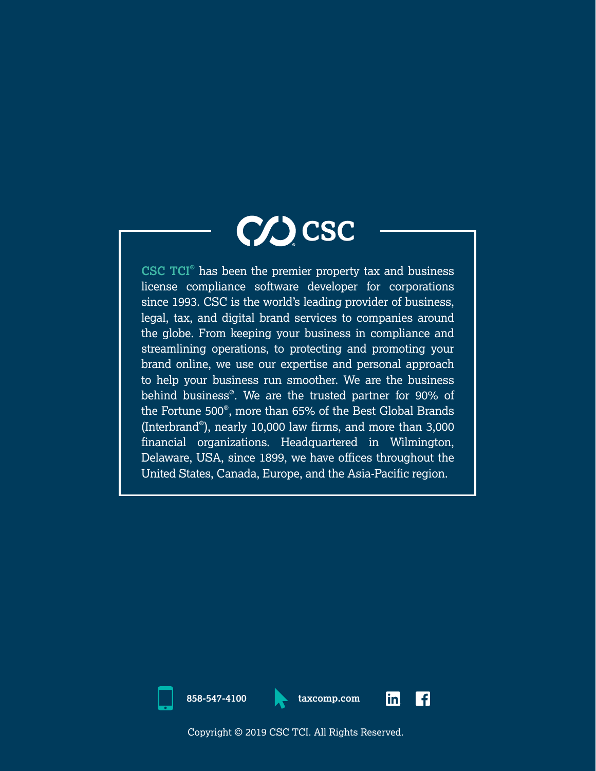CSC

**CSC TCI®** has been the premier property tax and business license compliance software developer for corporations since 1993. CSC is the world's leading provider of business, legal, tax, and digital brand services to companies around the globe. From keeping your business in compliance and streamlining operations, to protecting and promoting your brand online, we use our expertise and personal approach to help your business run smoother. We are the business behind business®. We are the trusted partner for 90% of the Fortune 500®, more than 65% of the Best Global Brands (Interbrand®), nearly 10,000 law firms, and more than 3,000 financial organizations. Headquartered in Wilmington, Delaware, USA, since 1899, we have offices throughout the United States, Canada, Europe, and the Asia-Pacific region.

**858-547-4100** **taxcomp.com**

Copyright © 2019 CSC TCI. All Rights Reserved.